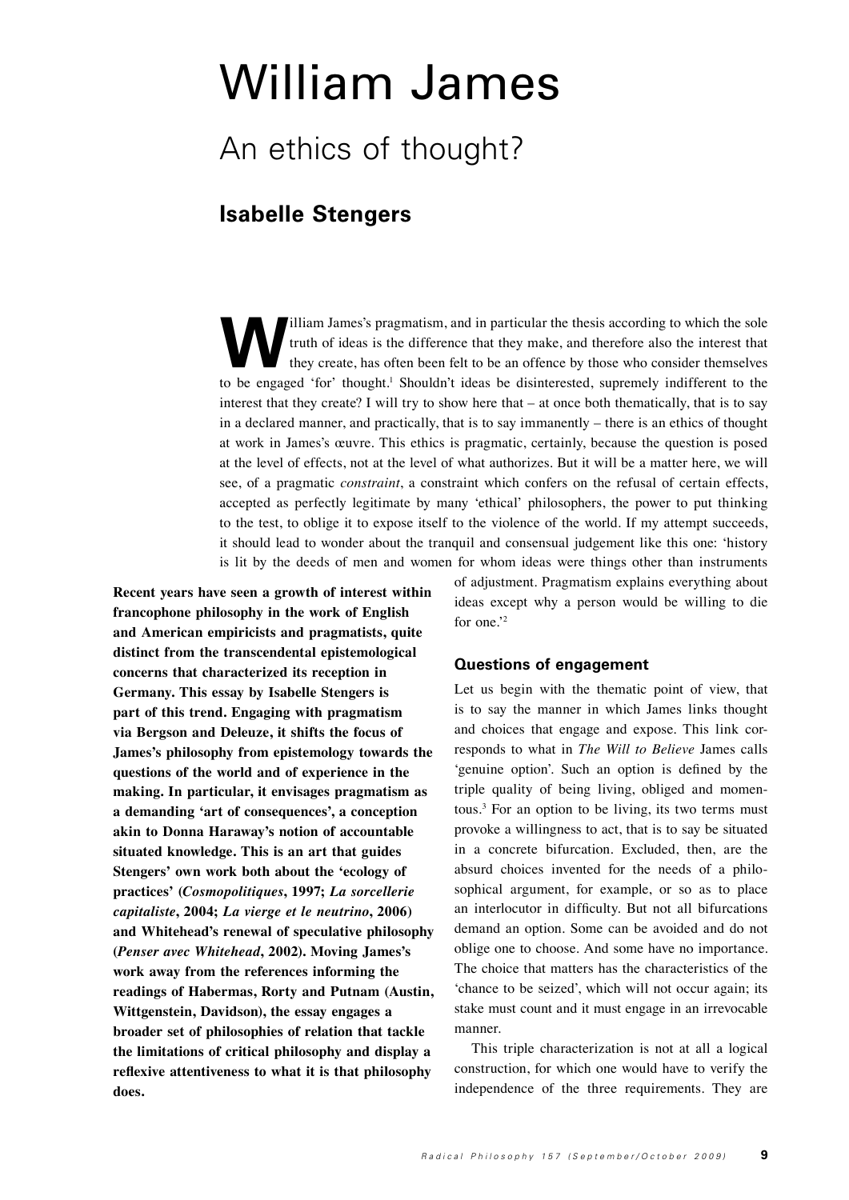# William James

## An ethics of thought?

### Isabelle Stengers

William James's pragmatism, and in particular the thesis according to which the sole truth of ideas is the difference that they make, and therefore also the interest that they create, has often been felt to be an offence by those who consider themselves to be engaged 'for' thought.[1] Shouldn't ideas be disinterested, supremely indifferent to the interest that they create? I will try to show here that – at once both thematically, that is to say in a declared manner, and practically, that is to say immanently – there is an ethics of thought at work in James's œuvre. This ethics is pragmatic, certainly, because the question is posed at the level of effects, not at the level of what authorizes. But it will be a matter here, we will see, of a pragmatic *constraint*, a constraint which confers on the refusal of certain effects, accepted as perfectly legitimate by many 'ethical' philosophers, the power to put thinking to the test, to oblige it to expose itself to the violence of the world. If my attempt succeeds, it should lead to wonder about the tranquil and consensual judgement like this one: 'history is lit by the deeds of men and women for whom ideas were things other than instruments of adjustment. Pragmatism explains everything about ideas except why a person would be willing to die for one.'[2]

**Recent years have seen a growth of interest within francophone philosophy in the work of English and American empiricists and pragmatists, quite distinct from the transcendental epistemological concerns that characterized its reception in Germany. This essay by Isabelle Stengers is part of this trend. Engaging with pragmatism via Bergson and Deleuze, it shifts the focus of James's philosophy from epistemology towards the questions of the world and of experience in the making. In particular, it envisages pragmatism as a demanding 'art of consequences', a conception akin to Donna Haraway's notion of accountable situated knowledge. This is an art that guides Stengers' own work both about the 'ecology of practices' (*Cosmopolitiques*, 1997; *La sorcellerie capitaliste*, 2004; *La vierge et le neutrino*, 2006) and Whitehead's renewal of speculative philosophy (*Penser avec Whitehead*, 2002). Moving James's work away from the references informing the readings of Habermas, Rorty and Putnam (Austin, Wittgenstein, Davidson), the essay engages a broader set of philosophies of relation that tackle the limitations of critical philosophy and display a reflexive attentiveness to what it is that philosophy does.**

#### Questions of engagement

Let us begin with the thematic point of view, that is to say the manner in which James links thought and choices that engage and expose. This link corresponds to what in *The Will to Believe* James calls 'genuine option'. Such an option is defined by the triple quality of being living, obliged and momentous.[3] For an option to be living, its two terms must provoke a willingness to act, that is to say be situated in a concrete bifurcation. Excluded, then, are the absurd choices invented for the needs of a philosophical argument, for example, or so as to place an interlocutor in difficulty. But not all bifurcations demand an option. Some can be avoided and do not oblige one to choose. And some have no importance. The choice that matters has the characteristics of the 'chance to be seized', which will not occur again; its stake must count and it must engage in an irrevocable manner.

This triple characterization is not at all a logical construction, for which one would have to verify the independence of the three requirements. They are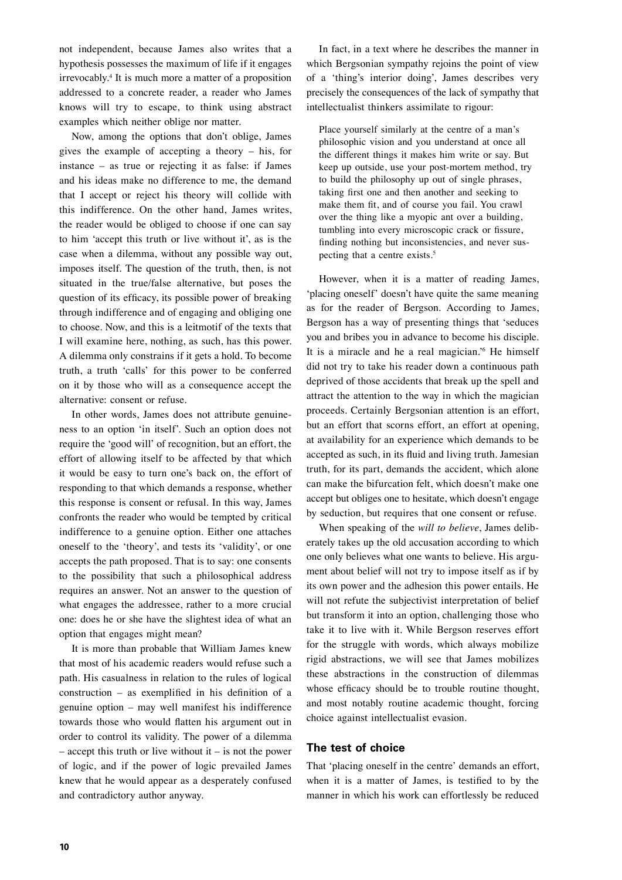not independent, because James also writes that a hypothesis possesses the maximum of life if it engages irrevocably.[4] It is much more a matter of a proposition addressed to a concrete reader, a reader who James knows will try to escape, to think using abstract examples which neither oblige nor matter.

Now, among the options that don't oblige, James gives the example of accepting a theory – his, for instance – as true or rejecting it as false: if James and his ideas make no difference to me, the demand that I accept or reject his theory will collide with this indifference. On the other hand, James writes, the reader would be obliged to choose if one can say to him 'accept this truth or live without it', as is the case when a dilemma, without any possible way out, imposes itself. The question of the truth, then, is not situated in the true/false alternative, but poses the question of its efficacy, its possible power of breaking through indifference and of engaging and obliging one to choose. Now, and this is a leitmotif of the texts that I will examine here, nothing, as such, has this power. A dilemma only constrains if it gets a hold. To become truth, a truth 'calls' for this power to be conferred on it by those who will as a consequence accept the alternative: consent or refuse.

In other words, James does not attribute genuineness to an option 'in itself'. Such an option does not require the 'good will' of recognition, but an effort, the effort of allowing itself to be affected by that which it would be easy to turn one's back on, the effort of responding to that which demands a response, whether this response is consent or refusal. In this way, James confronts the reader who would be tempted by critical indifference to a genuine option. Either one attaches oneself to the 'theory', and tests its 'validity', or one accepts the path proposed. That is to say: one consents to the possibility that such a philosophical address requires an answer. Not an answer to the question of what engages the addressee, rather to a more crucial one: does he or she have the slightest idea of what an option that engages might mean?

It is more than probable that William James knew that most of his academic readers would refuse such a path. His casualness in relation to the rules of logical construction – as exemplified in his definition of a genuine option – may well manifest his indifference towards those who would flatten his argument out in order to control its validity. The power of a dilemma – accept this truth or live without it – is not the power of logic, and if the power of logic prevailed James knew that he would appear as a desperately confused and contradictory author anyway.

In fact, in a text where he describes the manner in which Bergsonian sympathy rejoins the point of view of a 'thing's interior doing', James describes very precisely the consequences of the lack of sympathy that intellectualist thinkers assimilate to rigour:

> Place yourself similarly at the centre of a man's philosophic vision and you understand at once all the different things it makes him write or say. But keep up outside, use your post-mortem method, try to build the philosophy up out of single phrases, taking first one and then another and seeking to make them fit, and of course you fail. You crawl over the thing like a myopic ant over a building, tumbling into every microscopic crack or fissure, finding nothing but inconsistencies, and never suspecting that a centre exists.[5]

However, when it is a matter of reading James, 'placing oneself' doesn't have quite the same meaning as for the reader of Bergson. According to James, Bergson has a way of presenting things that 'seduces you and bribes you in advance to become his disciple. It is a miracle and he a real magician.'[6] He himself did not try to take his reader down a continuous path deprived of those accidents that break up the spell and attract the attention to the way in which the magician proceeds. Certainly Bergsonian attention is an effort, but an effort that scorns effort, an effort at opening, at availability for an experience which demands to be accepted as such, in its fluid and living truth. Jamesian truth, for its part, demands the accident, which alone can make the bifurcation felt, which doesn't make one accept but obliges one to hesitate, which doesn't engage by seduction, but requires that one consent or refuse.

When speaking of the *will to believe*, James deliberately takes up the old accusation according to which one only believes what one wants to believe. His argument about belief will not try to impose itself as if by its own power and the adhesion this power entails. He will not refute the subjectivist interpretation of belief but transform it into an option, challenging those who take it to live with it. While Bergson reserves effort for the struggle with words, which always mobilize rigid abstractions, we will see that James mobilizes these abstractions in the construction of dilemmas whose efficacy should be to trouble routine thought, and most notably routine academic thought, forcing choice against intellectualist evasion.

## The test of choice

That 'placing oneself in the centre' demands an effort, when it is a matter of James, is testified to by the manner in which his work can effortlessly be reduced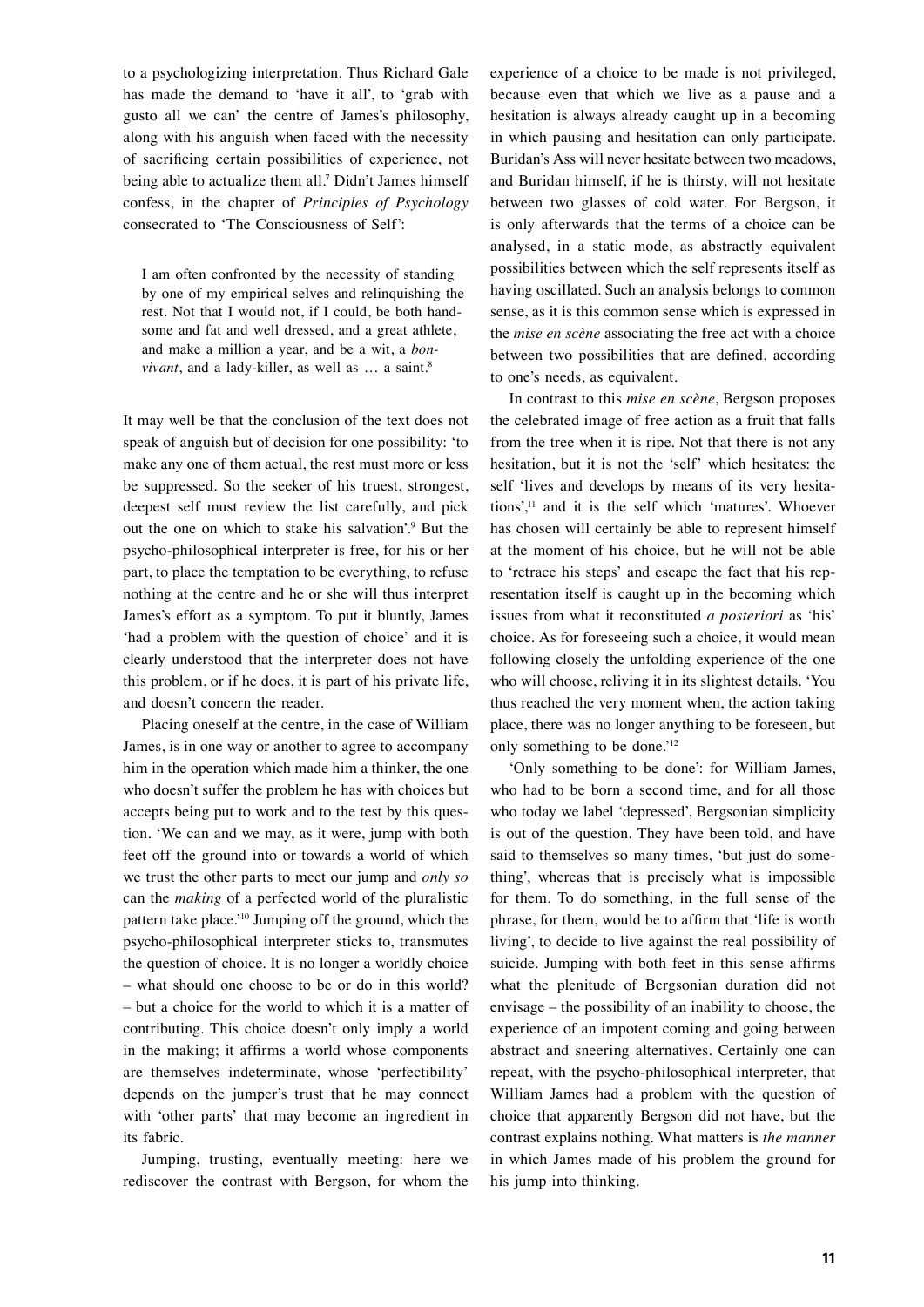to a psychologizing interpretation. Thus Richard Gale has made the demand to 'have it all', to 'grab with gusto all we can' the centre of James's philosophy, along with his anguish when faced with the necessity of sacrificing certain possibilities of experience, not being able to actualize them all.[7] Didn't James himself confess, in the chapter of *Principles of Psychology* consecrated to 'The Consciousness of Self':

> I am often confronted by the necessity of standing by one of my empirical selves and relinquishing the rest. Not that I would not, if I could, be both handsome and fat and well dressed, and a great athlete, and make a million a year, and be a wit, a *bon-vivant*, and a lady-killer, as well as … a saint.[8]

It may well be that the conclusion of the text does not speak of anguish but of decision for one possibility: 'to make any one of them actual, the rest must more or less be suppressed. So the seeker of his truest, strongest, deepest self must review the list carefully, and pick out the one on which to stake his salvation'.[9] But the psycho-philosophical interpreter is free, for his or her part, to place the temptation to be everything, to refuse nothing at the centre and he or she will thus interpret James's effort as a symptom. To put it bluntly, James 'had a problem with the question of choice' and it is clearly understood that the interpreter does not have this problem, or if he does, it is part of his private life, and doesn't concern the reader.

Placing oneself at the centre, in the case of William James, is in one way or another to agree to accompany him in the operation which made him a thinker, the one who doesn't suffer the problem he has with choices but accepts being put to work and to the test by this question. 'We can and we may, as it were, jump with both feet off the ground into or towards a world of which we trust the other parts to meet our jump and *only so* can the *making* of a perfected world of the pluralistic pattern take place.'[10] Jumping off the ground, which the psycho-philosophical interpreter sticks to, transmutes the question of choice. It is no longer a worldly choice – what should one choose to be or do in this world? – but a choice for the world to which it is a matter of contributing. This choice doesn't only imply a world in the making; it affirms a world whose components are themselves indeterminate, whose 'perfectibility' depends on the jumper's trust that he may connect with 'other parts' that may become an ingredient in its fabric.

Jumping, trusting, eventually meeting: here we rediscover the contrast with Bergson, for whom the experience of a choice to be made is not privileged, because even that which we live as a pause and a hesitation is always already caught up in a becoming in which pausing and hesitation can only participate. Buridan's Ass will never hesitate between two meadows, and Buridan himself, if he is thirsty, will not hesitate between two glasses of cold water. For Bergson, it is only afterwards that the terms of a choice can be analysed, in a static mode, as abstractly equivalent possibilities between which the self represents itself as having oscillated. Such an analysis belongs to common sense, as it is this common sense which is expressed in the *mise en scène* associating the free act with a choice between two possibilities that are defined, according to one's needs, as equivalent.

In contrast to this *mise en scène*, Bergson proposes the celebrated image of free action as a fruit that falls from the tree when it is ripe. Not that there is not any hesitation, but it is not the 'self' which hesitates: the self 'lives and develops by means of its very hesitations',[11] and it is the self which 'matures'. Whoever has chosen will certainly be able to represent himself at the moment of his choice, but he will not be able to 'retrace his steps' and escape the fact that his representation itself is caught up in the becoming which issues from what it reconstituted *a posteriori* as 'his' choice. As for foreseeing such a choice, it would mean following closely the unfolding experience of the one who will choose, reliving it in its slightest details. 'You thus reached the very moment when, the action taking place, there was no longer anything to be foreseen, but only something to be done.'[12]

'Only something to be done': for William James, who had to be born a second time, and for all those who today we label 'depressed', Bergsonian simplicity is out of the question. They have been told, and have said to themselves so many times, 'but just do something', whereas that is precisely what is impossible for them. To do something, in the full sense of the phrase, for them, would be to affirm that 'life is worth living', to decide to live against the real possibility of suicide. Jumping with both feet in this sense affirms what the plenitude of Bergsonian duration did not envisage – the possibility of an inability to choose, the experience of an impotent coming and going between abstract and sneering alternatives. Certainly one can repeat, with the psycho-philosophical interpreter, that William James had a problem with the question of choice that apparently Bergson did not have, but the contrast explains nothing. What matters is *the manner* in which James made of his problem the ground for his jump into thinking.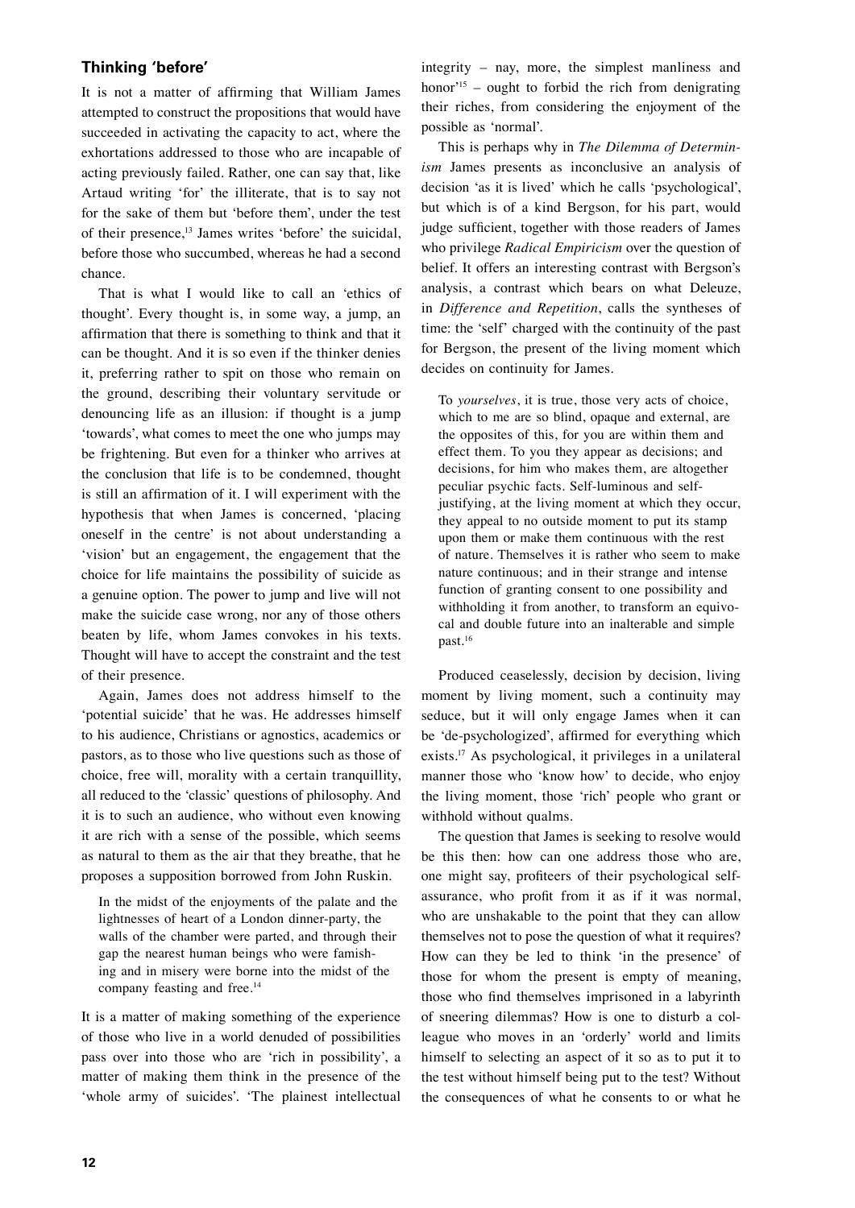### Thinking 'before'

It is not a matter of affirming that William James attempted to construct the propositions that would have succeeded in activating the capacity to act, where the exhortations addressed to those who are incapable of acting previously failed. Rather, one can say that, like Artaud writing 'for' the illiterate, that is to say not for the sake of them but 'before them', under the test of their presence,[13] James writes 'before' the suicidal, before those who succumbed, whereas he had a second chance.

That is what I would like to call an 'ethics of thought'. Every thought is, in some way, a jump, an affirmation that there is something to think and that it can be thought. And it is so even if the thinker denies it, preferring rather to spit on those who remain on the ground, describing their voluntary servitude or denouncing life as an illusion: if thought is a jump 'towards', what comes to meet the one who jumps may be frightening. But even for a thinker who arrives at the conclusion that life is to be condemned, thought is still an affirmation of it. I will experiment with the hypothesis that when James is concerned, 'placing oneself in the centre' is not about understanding a 'vision' but an engagement, the engagement that the choice for life maintains the possibility of suicide as a genuine option. The power to jump and live will not make the suicide case wrong, nor any of those others beaten by life, whom James convokes in his texts. Thought will have to accept the constraint and the test of their presence.

Again, James does not address himself to the 'potential suicide' that he was. He addresses himself to his audience, Christians or agnostics, academics or pastors, as to those who live questions such as those of choice, free will, morality with a certain tranquillity, all reduced to the 'classic' questions of philosophy. And it is to such an audience, who without even knowing it are rich with a sense of the possible, which seems as natural to them as the air that they breathe, that he proposes a supposition borrowed from John Ruskin.

> In the midst of the enjoyments of the palate and the lightnesses of heart of a London dinner-party, the walls of the chamber were parted, and through their gap the nearest human beings who were famishing and in misery were borne into the midst of the company feasting and free.[14]

It is a matter of making something of the experience of those who live in a world denuded of possibilities pass over into those who are 'rich in possibility', a matter of making them think in the presence of the 'whole army of suicides'. 'The plainest intellectual integrity – nay, more, the simplest manliness and honor'[15] – ought to forbid the rich from denigrating their riches, from considering the enjoyment of the possible as 'normal'.

This is perhaps why in *The Dilemma of Determinism* James presents as inconclusive an analysis of decision 'as it is lived' which he calls 'psychological', but which is of a kind Bergson, for his part, would judge sufficient, together with those readers of James who privilege *Radical Empiricism* over the question of belief. It offers an interesting contrast with Bergson's analysis, a contrast which bears on what Deleuze, in *Difference and Repetition*, calls the syntheses of time: the 'self' charged with the continuity of the past for Bergson, the present of the living moment which decides on continuity for James.

> To *yourselves*, it is true, those very acts of choice, which to me are so blind, opaque and external, are the opposites of this, for you are within them and effect them. To you they appear as decisions; and decisions, for him who makes them, are altogether peculiar psychic facts. Self-luminous and self-justifying, at the living moment at which they occur, they appeal to no outside moment to put its stamp upon them or make them continuous with the rest of nature. Themselves it is rather who seem to make nature continuous; and in their strange and intense function of granting consent to one possibility and withholding it from another, to transform an equivocal and double future into an inalterable and simple past.[16]

Produced ceaselessly, decision by decision, living moment by living moment, such a continuity may seduce, but it will only engage James when it can be 'de-psychologized', affirmed for everything which exists.[17] As psychological, it privileges in a unilateral manner those who 'know how' to decide, who enjoy the living moment, those 'rich' people who grant or withhold without qualms.

The question that James is seeking to resolve would be this then: how can one address those who are, one might say, profiteers of their psychological self-assurance, who profit from it as if it was normal, who are unshakable to the point that they can allow themselves not to pose the question of what it requires? How can they be led to think 'in the presence' of those for whom the present is empty of meaning, those who find themselves imprisoned in a labyrinth of sneering dilemmas? How is one to disturb a colleague who moves in an 'orderly' world and limits himself to selecting an aspect of it so as to put it to the test without himself being put to the test? Without the consequences of what he consents to or what he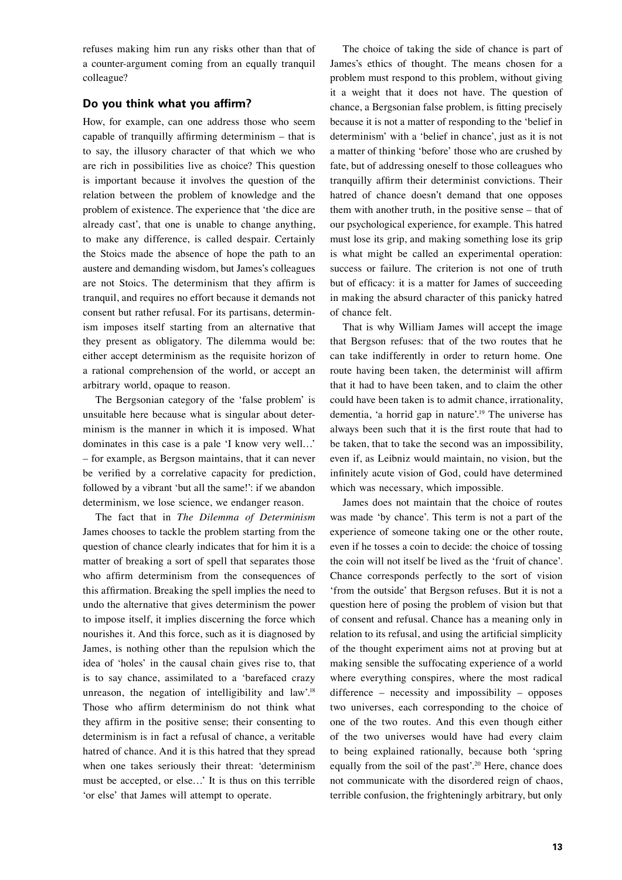refuses making him run any risks other than that of a counter-argument coming from an equally tranquil colleague?

### Do you think what you affirm?

How, for example, can one address those who seem capable of tranquilly affirming determinism – that is to say, the illusory character of that which we who are rich in possibilities live as choice? This question is important because it involves the question of the relation between the problem of knowledge and the problem of existence. The experience that 'the dice are already cast', that one is unable to change anything, to make any difference, is called despair. Certainly the Stoics made the absence of hope the path to an austere and demanding wisdom, but James's colleagues are not Stoics. The determinism that they affirm is tranquil, and requires no effort because it demands not consent but rather refusal. For its partisans, determinism imposes itself starting from an alternative that they present as obligatory. The dilemma would be: either accept determinism as the requisite horizon of a rational comprehension of the world, or accept an arbitrary world, opaque to reason.

The Bergsonian category of the 'false problem' is unsuitable here because what is singular about determinism is the manner in which it is imposed. What dominates in this case is a pale 'I know very well…' – for example, as Bergson maintains, that it can never be verified by a correlative capacity for prediction, followed by a vibrant 'but all the same!': if we abandon determinism, we lose science, we endanger reason.

The fact that in *The Dilemma of Determinism* James chooses to tackle the problem starting from the question of chance clearly indicates that for him it is a matter of breaking a sort of spell that separates those who affirm determinism from the consequences of this affirmation. Breaking the spell implies the need to undo the alternative that gives determinism the power to impose itself, it implies discerning the force which nourishes it. And this force, such as it is diagnosed by James, is nothing other than the repulsion which the idea of 'holes' in the causal chain gives rise to, that is to say chance, assimilated to a 'barefaced crazy unreason, the negation of intelligibility and law'.[18] Those who affirm determinism do not think what they affirm in the positive sense; their consenting to determinism is in fact a refusal of chance, a veritable hatred of chance. And it is this hatred that they spread when one takes seriously their threat: 'determinism must be accepted, or else…' It is thus on this terrible 'or else' that James will attempt to operate.

The choice of taking the side of chance is part of James's ethics of thought. The means chosen for a problem must respond to this problem, without giving it a weight that it does not have. The question of chance, a Bergsonian false problem, is fitting precisely because it is not a matter of responding to the 'belief in determinism' with a 'belief in chance', just as it is not a matter of thinking 'before' those who are crushed by fate, but of addressing oneself to those colleagues who tranquilly affirm their determinist convictions. Their hatred of chance doesn't demand that one opposes them with another truth, in the positive sense – that of our psychological experience, for example. This hatred must lose its grip, and making something lose its grip is what might be called an experimental operation: success or failure. The criterion is not one of truth but of efficacy: it is a matter for James of succeeding in making the absurd character of this panicky hatred of chance felt.

That is why William James will accept the image that Bergson refuses: that of the two routes that he can take indifferently in order to return home. One route having been taken, the determinist will affirm that it had to have been taken, and to claim the other could have been taken is to admit chance, irrationality, dementia, 'a horrid gap in nature'.[19] The universe has always been such that it is the first route that had to be taken, that to take the second was an impossibility, even if, as Leibniz would maintain, no vision, but the infinitely acute vision of God, could have determined which was necessary, which impossible.

James does not maintain that the choice of routes was made 'by chance'. This term is not a part of the experience of someone taking one or the other route, even if he tosses a coin to decide: the choice of tossing the coin will not itself be lived as the 'fruit of chance'. Chance corresponds perfectly to the sort of vision 'from the outside' that Bergson refuses. But it is not a question here of posing the problem of vision but that of consent and refusal. Chance has a meaning only in relation to its refusal, and using the artificial simplicity of the thought experiment aims not at proving but at making sensible the suffocating experience of a world where everything conspires, where the most radical difference – necessity and impossibility – opposes two universes, each corresponding to the choice of one of the two routes. And this even though either of the two universes would have had every claim to being explained rationally, because both 'spring equally from the soil of the past'.[20] Here, chance does not communicate with the disordered reign of chaos, terrible confusion, the frighteningly arbitrary, but only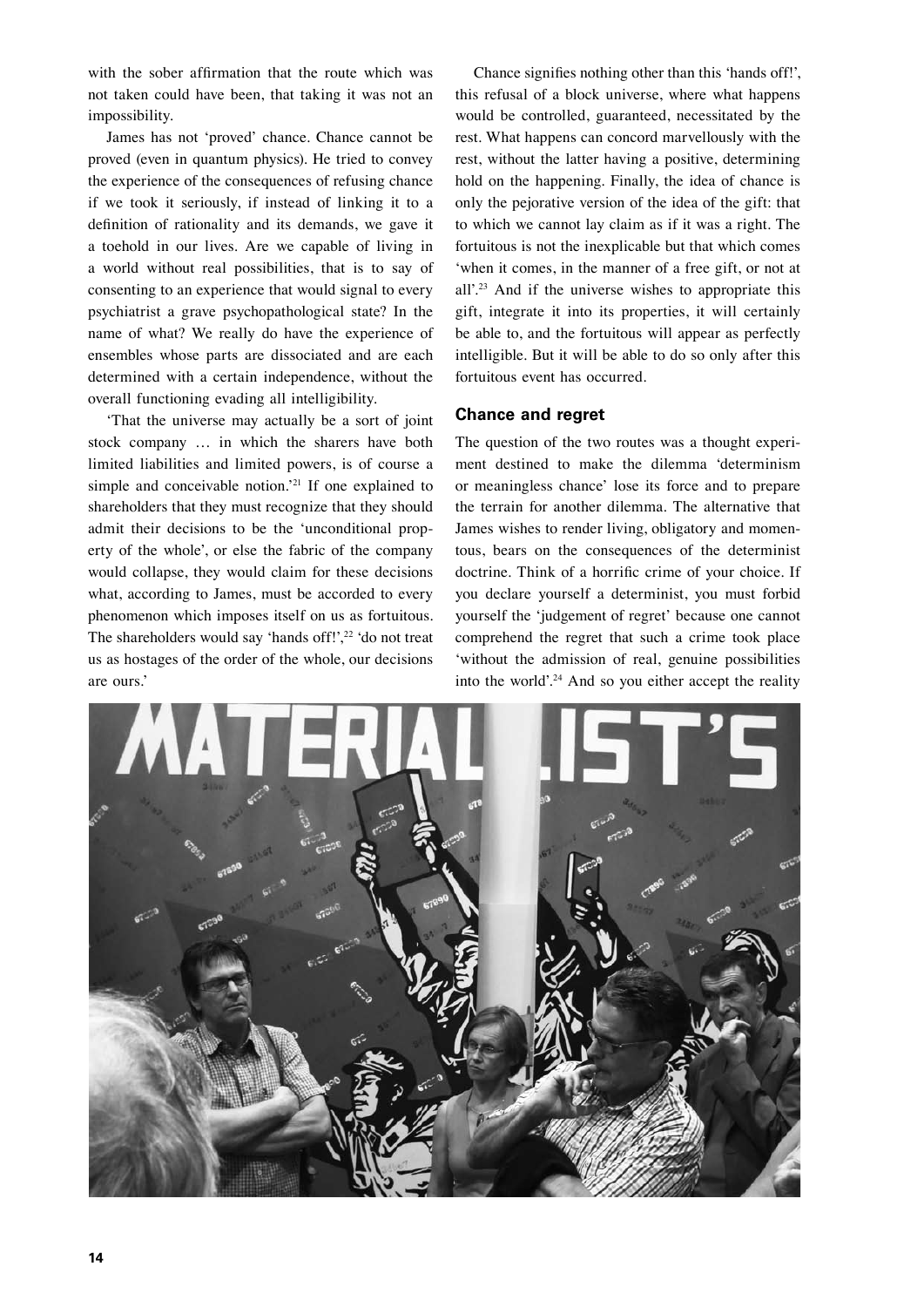with the sober affirmation that the route which was not taken could have been, that taking it was not an impossibility.

James has not 'proved' chance. Chance cannot be proved (even in quantum physics). He tried to convey the experience of the consequences of refusing chance if we took it seriously, if instead of linking it to a definition of rationality and its demands, we gave it a toehold in our lives. Are we capable of living in a world without real possibilities, that is to say of consenting to an experience that would signal to every psychiatrist a grave psychopathological state? In the name of what? We really do have the experience of ensembles whose parts are dissociated and are each determined with a certain independence, without the overall functioning evading all intelligibility.

'That the universe may actually be a sort of joint stock company … in which the sharers have both limited liabilities and limited powers, is of course a simple and conceivable notion.'[21] If one explained to shareholders that they must recognize that they should admit their decisions to be the 'unconditional property of the whole', or else the fabric of the company would collapse, they would claim for these decisions what, according to James, must be accorded to every phenomenon which imposes itself on us as fortuitous. The shareholders would say 'hands off!',[22] 'do not treat us as hostages of the order of the whole, our decisions are ours.'

Chance signifies nothing other than this 'hands off!', this refusal of a block universe, where what happens would be controlled, guaranteed, necessitated by the rest. What happens can concord marvellously with the rest, without the latter having a positive, determining hold on the happening. Finally, the idea of chance is only the pejorative version of the idea of the gift: that to which we cannot lay claim as if it was a right. The fortuitous is not the inexplicable but that which comes 'when it comes, in the manner of a free gift, or not at all'.[23] And if the universe wishes to appropriate this gift, integrate it into its properties, it will certainly be able to, and the fortuitous will appear as perfectly intelligible. But it will be able to do so only after this fortuitous event has occurred.

### Chance and regret

The question of the two routes was a thought experiment destined to make the dilemma 'determinism or meaningless chance' lose its force and to prepare the terrain for another dilemma. The alternative that James wishes to render living, obligatory and momentous, bears on the consequences of the determinist doctrine. Think of a horrific crime of your choice. If you declare yourself a determinist, you must forbid yourself the 'judgement of regret' because one cannot comprehend the regret that such a crime took place 'without the admission of real, genuine possibilities into the world'.[24] And so you either accept the reality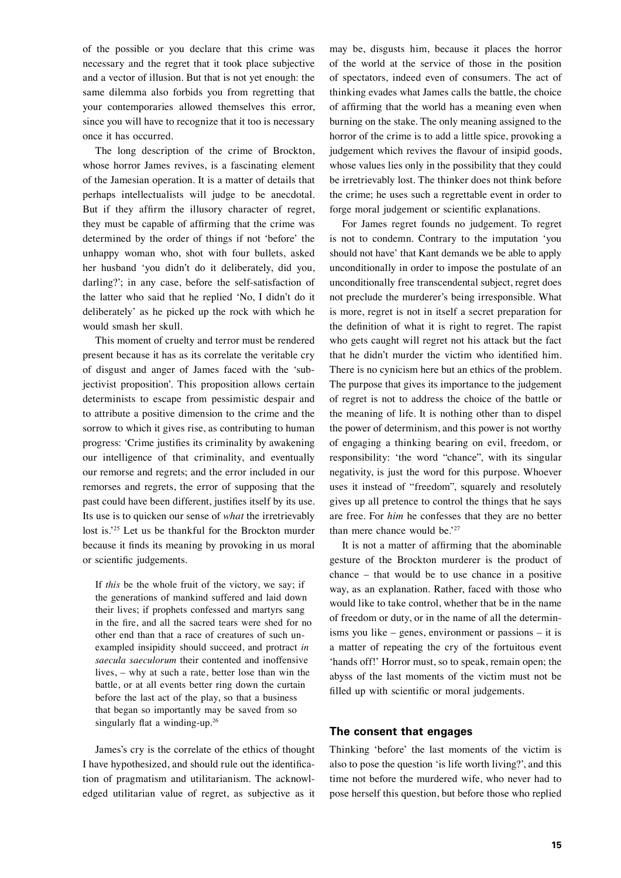of the possible or you declare that this crime was necessary and the regret that it took place subjective and a vector of illusion. But that is not yet enough: the same dilemma also forbids you from regretting that your contemporaries allowed themselves this error, since you will have to recognize that it too is necessary once it has occurred.

The long description of the crime of Brockton, whose horror James revives, is a fascinating element of the Jamesian operation. It is a matter of details that perhaps intellectualists will judge to be anecdotal. But if they affirm the illusory character of regret, they must be capable of affirming that the crime was determined by the order of things if not 'before' the unhappy woman who, shot with four bullets, asked her husband 'you didn't do it deliberately, did you, darling?'; in any case, before the self-satisfaction of the latter who said that he replied 'No, I didn't do it deliberately' as he picked up the rock with which he would smash her skull.

This moment of cruelty and terror must be rendered present because it has as its correlate the veritable cry of disgust and anger of James faced with the 'subjectivist proposition'. This proposition allows certain determinists to escape from pessimistic despair and to attribute a positive dimension to the crime and the sorrow to which it gives rise, as contributing to human progress: 'Crime justifies its criminality by awakening our intelligence of that criminality, and eventually our remorse and regrets; and the error included in our remorses and regrets, the error of supposing that the past could have been different, justifies itself by its use. Its use is to quicken our sense of *what* the irretrievably lost is.'[25] Let us be thankful for the Brockton murder because it finds its meaning by provoking in us moral or scientific judgements.

> If *this* be the whole fruit of the victory, we say; if the generations of mankind suffered and laid down their lives; if prophets confessed and martyrs sang in the fire, and all the sacred tears were shed for no other end than that a race of creatures of such unexampled insipidity should succeed, and protract *in saecula saeculorum* their contented and inoffensive lives, – why at such a rate, better lose than win the battle, or at all events better ring down the curtain before the last act of the play, so that a business that began so importantly may be saved from so singularly flat a winding-up.[26]

James's cry is the correlate of the ethics of thought I have hypothesized, and should rule out the identification of pragmatism and utilitarianism. The acknowledged utilitarian value of regret, as subjective as it may be, disgusts him, because it places the horror of the world at the service of those in the position of spectators, indeed even of consumers. The act of thinking evades what James calls the battle, the choice of affirming that the world has a meaning even when burning on the stake. The only meaning assigned to the horror of the crime is to add a little spice, provoking a judgement which revives the flavour of insipid goods, whose values lies only in the possibility that they could be irretrievably lost. The thinker does not think before the crime; he uses such a regrettable event in order to forge moral judgement or scientific explanations.

For James regret founds no judgement. To regret is not to condemn. Contrary to the imputation 'you should not have' that Kant demands we be able to apply unconditionally in order to impose the postulate of an unconditionally free transcendental subject, regret does not preclude the murderer's being irresponsible. What is more, regret is not in itself a secret preparation for the definition of what it is right to regret. The rapist who gets caught will regret not his attack but the fact that he didn't murder the victim who identified him. There is no cynicism here but an ethics of the problem. The purpose that gives its importance to the judgement of regret is not to address the choice of the battle or the meaning of life. It is nothing other than to dispel the power of determinism, and this power is not worthy of engaging a thinking bearing on evil, freedom, or responsibility: 'the word "chance", with its singular negativity, is just the word for this purpose. Whoever uses it instead of "freedom", squarely and resolutely gives up all pretence to control the things that he says are free. For *him* he confesses that they are no better than mere chance would be.'[27]

It is not a matter of affirming that the abominable gesture of the Brockton murderer is the product of chance – that would be to use chance in a positive way, as an explanation. Rather, faced with those who would like to take control, whether that be in the name of freedom or duty, or in the name of all the determinisms you like – genes, environment or passions – it is a matter of repeating the cry of the fortuitous event 'hands off!' Horror must, so to speak, remain open; the abyss of the last moments of the victim must not be filled up with scientific or moral judgements.

## The consent that engages

Thinking 'before' the last moments of the victim is also to pose the question 'is life worth living?', and this time not before the murdered wife, who never had to pose herself this question, but before those who replied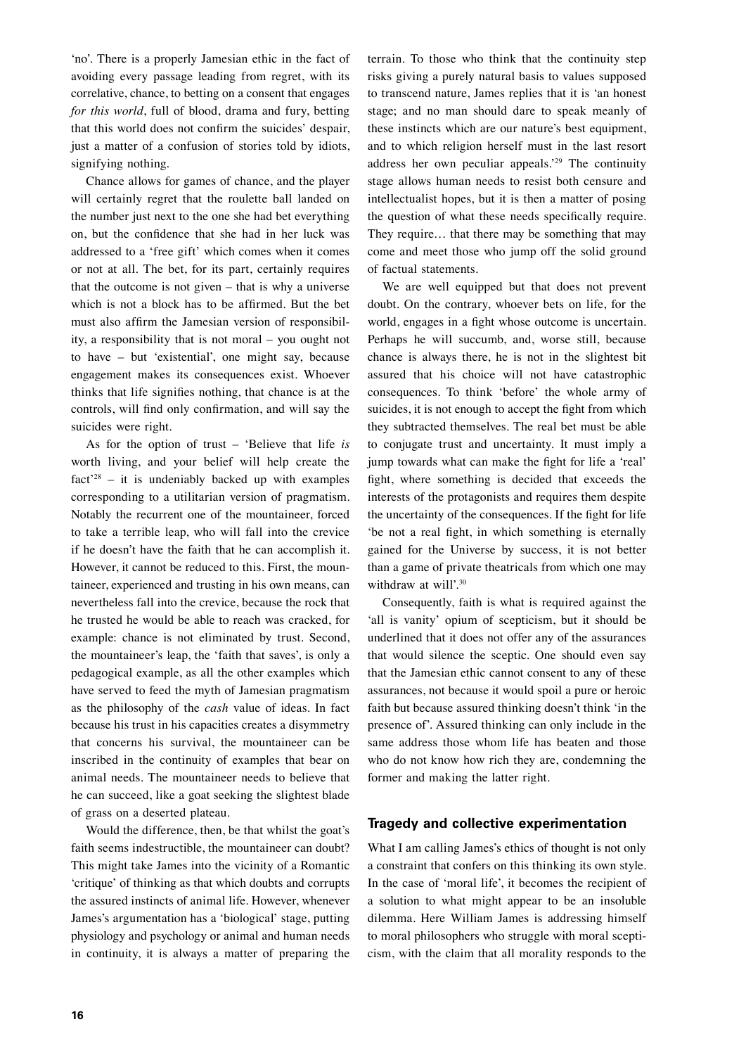'no'. There is a properly Jamesian ethic in the fact of avoiding every passage leading from regret, with its correlative, chance, to betting on a consent that engages *for this world*, full of blood, drama and fury, betting that this world does not confirm the suicides' despair, just a matter of a confusion of stories told by idiots, signifying nothing.

Chance allows for games of chance, and the player will certainly regret that the roulette ball landed on the number just next to the one she had bet everything on, but the confidence that she had in her luck was addressed to a 'free gift' which comes when it comes or not at all. The bet, for its part, certainly requires that the outcome is not given – that is why a universe which is not a block has to be affirmed. But the bet must also affirm the Jamesian version of responsibility, a responsibility that is not moral – you ought not to have – but 'existential', one might say, because engagement makes its consequences exist. Whoever thinks that life signifies nothing, that chance is at the controls, will find only confirmation, and will say the suicides were right.

As for the option of trust – 'Believe that life *is* worth living, and your belief will help create the fact'[28] – it is undeniably backed up with examples corresponding to a utilitarian version of pragmatism. Notably the recurrent one of the mountaineer, forced to take a terrible leap, who will fall into the crevice if he doesn't have the faith that he can accomplish it. However, it cannot be reduced to this. First, the mountaineer, experienced and trusting in his own means, can nevertheless fall into the crevice, because the rock that he trusted he would be able to reach was cracked, for example: chance is not eliminated by trust. Second, the mountaineer's leap, the 'faith that saves', is only a pedagogical example, as all the other examples which have served to feed the myth of Jamesian pragmatism as the philosophy of the *cash* value of ideas. In fact because his trust in his capacities creates a disymmetry that concerns his survival, the mountaineer can be inscribed in the continuity of examples that bear on animal needs. The mountaineer needs to believe that he can succeed, like a goat seeking the slightest blade of grass on a deserted plateau.

Would the difference, then, be that whilst the goat's faith seems indestructible, the mountaineer can doubt? This might take James into the vicinity of a Romantic 'critique' of thinking as that which doubts and corrupts the assured instincts of animal life. However, whenever James's argumentation has a 'biological' stage, putting physiology and psychology or animal and human needs in continuity, it is always a matter of preparing the terrain. To those who think that the continuity step risks giving a purely natural basis to values supposed to transcend nature, James replies that it is 'an honest stage; and no man should dare to speak meanly of these instincts which are our nature's best equipment, and to which religion herself must in the last resort address her own peculiar appeals.'[29] The continuity stage allows human needs to resist both censure and intellectualist hopes, but it is then a matter of posing the question of what these needs specifically require. They require… that there may be something that may come and meet those who jump off the solid ground of factual statements.

We are well equipped but that does not prevent doubt. On the contrary, whoever bets on life, for the world, engages in a fight whose outcome is uncertain. Perhaps he will succumb, and, worse still, because chance is always there, he is not in the slightest bit assured that his choice will not have catastrophic consequences. To think 'before' the whole army of suicides, it is not enough to accept the fight from which they subtracted themselves. The real bet must be able to conjugate trust and uncertainty. It must imply a jump towards what can make the fight for life a 'real' fight, where something is decided that exceeds the interests of the protagonists and requires them despite the uncertainty of the consequences. If the fight for life 'be not a real fight, in which something is eternally gained for the Universe by success, it is not better than a game of private theatricals from which one may withdraw at will'.[30]

Consequently, faith is what is required against the 'all is vanity' opium of scepticism, but it should be underlined that it does not offer any of the assurances that would silence the sceptic. One should even say that the Jamesian ethic cannot consent to any of these assurances, not because it would spoil a pure or heroic faith but because assured thinking doesn't think 'in the presence of'. Assured thinking can only include in the same address those whom life has beaten and those who do not know how rich they are, condemning the former and making the latter right.

## Tragedy and collective experimentation

What I am calling James's ethics of thought is not only a constraint that confers on this thinking its own style. In the case of 'moral life', it becomes the recipient of a solution to what might appear to be an insoluble dilemma. Here William James is addressing himself to moral philosophers who struggle with moral scepticism, with the claim that all morality responds to the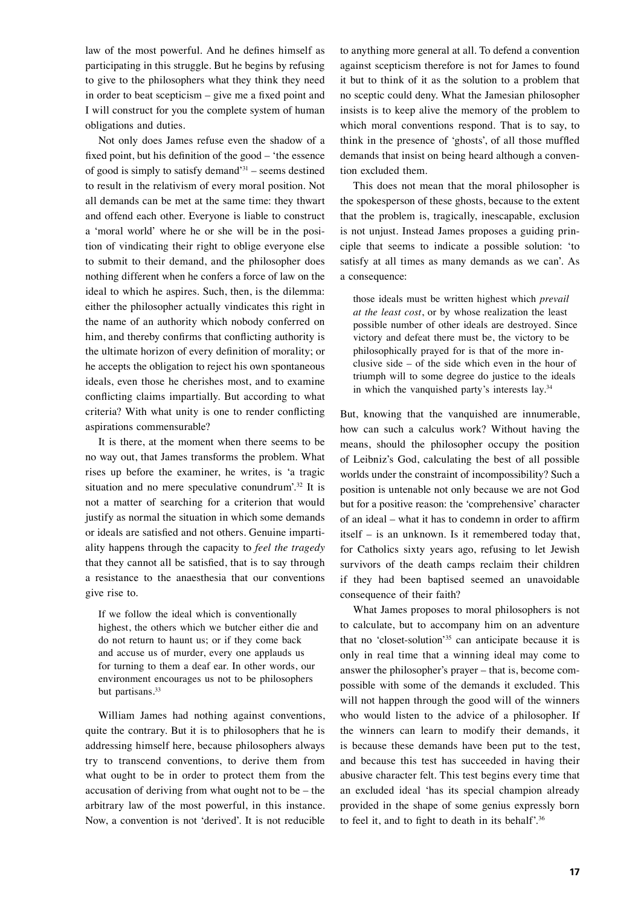law of the most powerful. And he defines himself as participating in this struggle. But he begins by refusing to give to the philosophers what they think they need in order to beat scepticism – give me a fixed point and I will construct for you the complete system of human obligations and duties.

Not only does James refuse even the shadow of a fixed point, but his definition of the good – 'the essence of good is simply to satisfy demand'[31] – seems destined to result in the relativism of every moral position. Not all demands can be met at the same time: they thwart and offend each other. Everyone is liable to construct a 'moral world' where he or she will be in the position of vindicating their right to oblige everyone else to submit to their demand, and the philosopher does nothing different when he confers a force of law on the ideal to which he aspires. Such, then, is the dilemma: either the philosopher actually vindicates this right in the name of an authority which nobody conferred on him, and thereby confirms that conflicting authority is the ultimate horizon of every definition of morality; or he accepts the obligation to reject his own spontaneous ideals, even those he cherishes most, and to examine conflicting claims impartially. But according to what criteria? With what unity is one to render conflicting aspirations commensurable?

It is there, at the moment when there seems to be no way out, that James transforms the problem. What rises up before the examiner, he writes, is 'a tragic situation and no mere speculative conundrum'.[32] It is not a matter of searching for a criterion that would justify as normal the situation in which some demands or ideals are satisfied and not others. Genuine impartiality happens through the capacity to *feel the tragedy* that they cannot all be satisfied, that is to say through a resistance to the anaesthesia that our conventions give rise to.

> If we follow the ideal which is conventionally highest, the others which we butcher either die and do not return to haunt us; or if they come back and accuse us of murder, every one applauds us for turning to them a deaf ear. In other words, our environment encourages us not to be philosophers but partisans.[33]

William James had nothing against conventions, quite the contrary. But it is to philosophers that he is addressing himself here, because philosophers always try to transcend conventions, to derive them from what ought to be in order to protect them from the accusation of deriving from what ought not to be – the arbitrary law of the most powerful, in this instance. Now, a convention is not 'derived'. It is not reducible to anything more general at all. To defend a convention against scepticism therefore is not for James to found it but to think of it as the solution to a problem that no sceptic could deny. What the Jamesian philosopher insists is to keep alive the memory of the problem to which moral conventions respond. That is to say, to think in the presence of 'ghosts', of all those muffled demands that insist on being heard although a convention excluded them.

This does not mean that the moral philosopher is the spokesperson of these ghosts, because to the extent that the problem is, tragically, inescapable, exclusion is not unjust. Instead James proposes a guiding principle that seems to indicate a possible solution: 'to satisfy at all times as many demands as we can'. As a consequence:

> those ideals must be written highest which *prevail at the least cost*, or by whose realization the least possible number of other ideals are destroyed. Since victory and defeat there must be, the victory to be philosophically prayed for is that of the more inclusive side – of the side which even in the hour of triumph will to some degree do justice to the ideals in which the vanquished party's interests lay.[34]

But, knowing that the vanquished are innumerable, how can such a calculus work? Without having the means, should the philosopher occupy the position of Leibniz's God, calculating the best of all possible worlds under the constraint of incompossibility? Such a position is untenable not only because we are not God but for a positive reason: the 'comprehensive' character of an ideal – what it has to condemn in order to affirm itself – is an unknown. Is it remembered today that, for Catholics sixty years ago, refusing to let Jewish survivors of the death camps reclaim their children if they had been baptised seemed an unavoidable consequence of their faith?

What James proposes to moral philosophers is not to calculate, but to accompany him on an adventure that no 'closet-solution'[35] can anticipate because it is only in real time that a winning ideal may come to answer the philosopher's prayer – that is, become compossible with some of the demands it excluded. This will not happen through the good will of the winners who would listen to the advice of a philosopher. If the winners can learn to modify their demands, it is because these demands have been put to the test, and because this test has succeeded in having their abusive character felt. This test begins every time that an excluded ideal 'has its special champion already provided in the shape of some genius expressly born to feel it, and to fight to death in its behalf'.[36]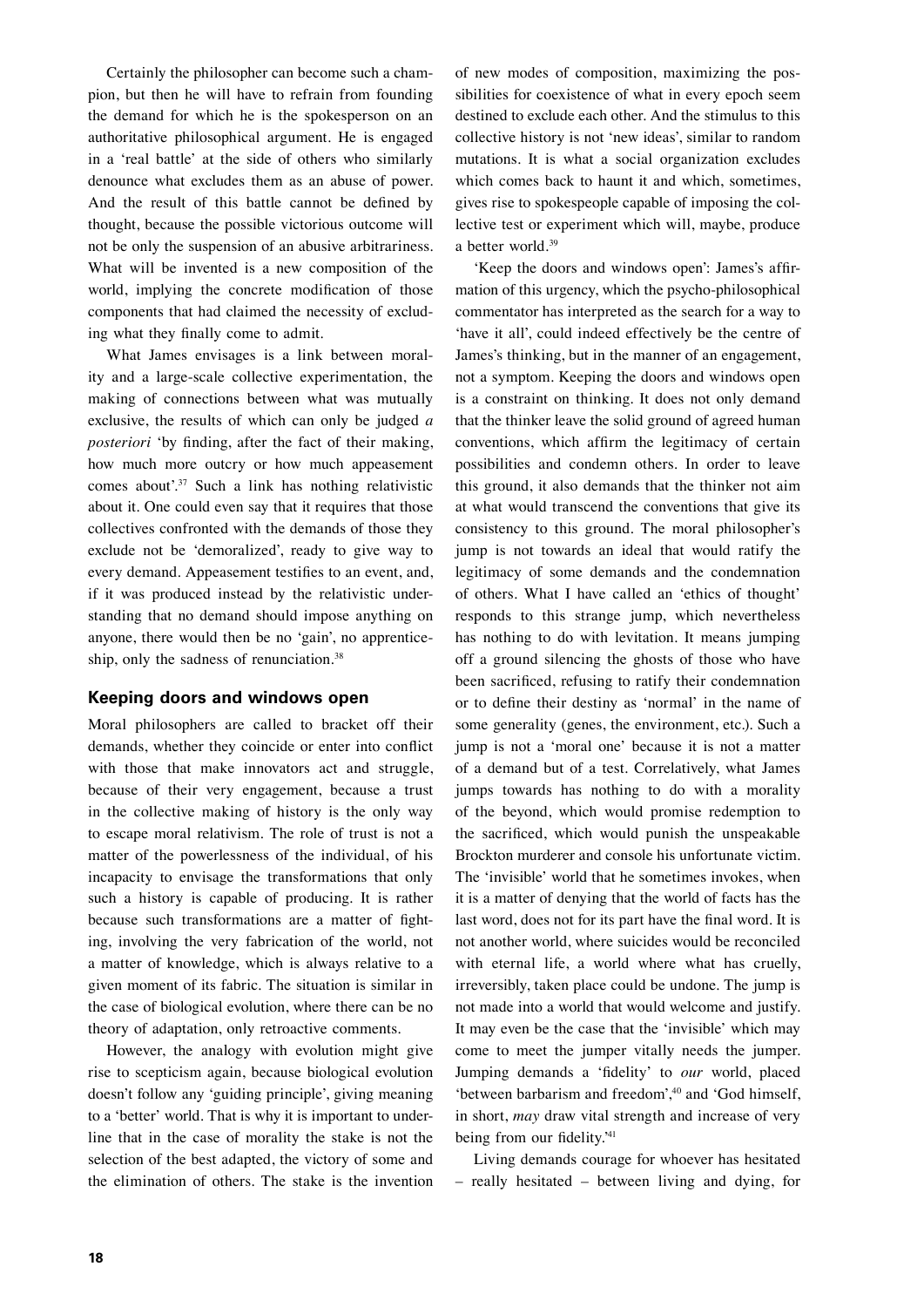Certainly the philosopher can become such a champion, but then he will have to refrain from founding the demand for which he is the spokesperson on an authoritative philosophical argument. He is engaged in a 'real battle' at the side of others who similarly denounce what excludes them as an abuse of power. And the result of this battle cannot be defined by thought, because the possible victorious outcome will not be only the suspension of an abusive arbitrariness. What will be invented is a new composition of the world, implying the concrete modification of those components that had claimed the necessity of excluding what they finally come to admit.

What James envisages is a link between morality and a large-scale collective experimentation, the making of connections between what was mutually exclusive, the results of which can only be judged *a posteriori* 'by finding, after the fact of their making, how much more outcry or how much appeasement comes about'.[37] Such a link has nothing relativistic about it. One could even say that it requires that those collectives confronted with the demands of those they exclude not be 'demoralized', ready to give way to every demand. Appeasement testifies to an event, and, if it was produced instead by the relativistic understanding that no demand should impose anything on anyone, there would then be no 'gain', no apprenticeship, only the sadness of renunciation.[38]

## Keeping doors and windows open

Moral philosophers are called to bracket off their demands, whether they coincide or enter into conflict with those that make innovators act and struggle, because of their very engagement, because a trust in the collective making of history is the only way to escape moral relativism. The role of trust is not a matter of the powerlessness of the individual, of his incapacity to envisage the transformations that only such a history is capable of producing. It is rather because such transformations are a matter of fighting, involving the very fabrication of the world, not a matter of knowledge, which is always relative to a given moment of its fabric. The situation is similar in the case of biological evolution, where there can be no theory of adaptation, only retroactive comments.

However, the analogy with evolution might give rise to scepticism again, because biological evolution doesn't follow any 'guiding principle', giving meaning to a 'better' world. That is why it is important to underline that in the case of morality the stake is not the selection of the best adapted, the victory of some and the elimination of others. The stake is the invention of new modes of composition, maximizing the possibilities for coexistence of what in every epoch seem destined to exclude each other. And the stimulus to this collective history is not 'new ideas', similar to random mutations. It is what a social organization excludes which comes back to haunt it and which, sometimes, gives rise to spokespeople capable of imposing the collective test or experiment which will, maybe, produce a better world.[39]

'Keep the doors and windows open': James's affirmation of this urgency, which the psycho-philosophical commentator has interpreted as the search for a way to 'have it all', could indeed effectively be the centre of James's thinking, but in the manner of an engagement, not a symptom. Keeping the doors and windows open is a constraint on thinking. It does not only demand that the thinker leave the solid ground of agreed human conventions, which affirm the legitimacy of certain possibilities and condemn others. In order to leave this ground, it also demands that the thinker not aim at what would transcend the conventions that give its consistency to this ground. The moral philosopher's jump is not towards an ideal that would ratify the legitimacy of some demands and the condemnation of others. What I have called an 'ethics of thought' responds to this strange jump, which nevertheless has nothing to do with levitation. It means jumping off a ground silencing the ghosts of those who have been sacrificed, refusing to ratify their condemnation or to define their destiny as 'normal' in the name of some generality (genes, the environment, etc.). Such a jump is not a 'moral one' because it is not a matter of a demand but of a test. Correlatively, what James jumps towards has nothing to do with a morality of the beyond, which would promise redemption to the sacrificed, which would punish the unspeakable Brockton murderer and console his unfortunate victim. The 'invisible' world that he sometimes invokes, when it is a matter of denying that the world of facts has the last word, does not for its part have the final word. It is not another world, where suicides would be reconciled with eternal life, a world where what has cruelly, irreversibly, taken place could be undone. The jump is not made into a world that would welcome and justify. It may even be the case that the 'invisible' which may come to meet the jumper vitally needs the jumper. Jumping demands a 'fidelity' to *our* world, placed 'between barbarism and freedom',[40] and 'God himself, in short, *may* draw vital strength and increase of very being from our fidelity.'[41]

Living demands courage for whoever has hesitated – really hesitated – between living and dying, for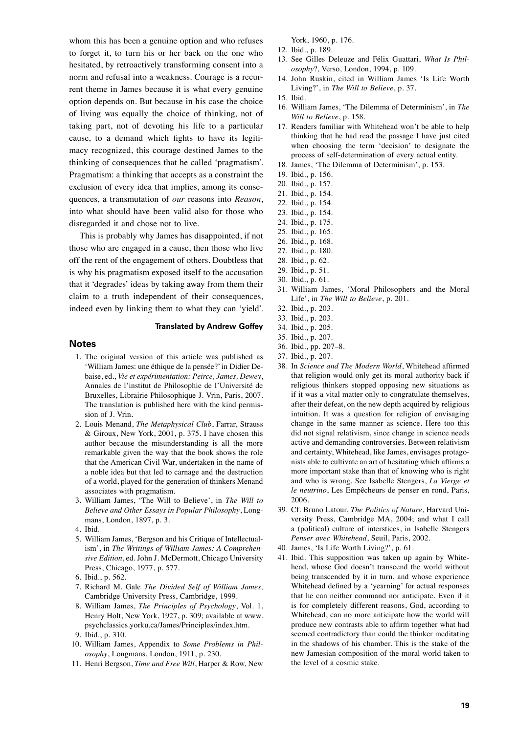whom this has been a genuine option and who refuses to forget it, to turn his or her back on the one who hesitated, by retroactively transforming consent into a norm and refusal into a weakness. Courage is a recurrent theme in James because it is what every genuine option depends on. But because in his case the choice of living was equally the choice of thinking, not of taking part, not of devoting his life to a particular cause, to a demand which fights to have its legitimacy recognized, this courage destined James to the thinking of consequences that he called 'pragmatism'. Pragmatism: a thinking that accepts as a constraint the exclusion of every idea that implies, among its consequences, a transmutation of *our* reasons into *Reason*, into what should have been valid also for those who disregarded it and chose not to live.

This is probably why James has disappointed, if not those who are engaged in a cause, then those who live off the rent of the engagement of others. Doubtless that is why his pragmatism exposed itself to the accusation that it 'degrades' ideas by taking away from them their claim to a truth independent of their consequences, indeed even by linking them to what they can 'yield'.

**Translated by Andrew Goffey**

## Notes

1. The original version of this article was published as 'William James: une éthique de la pensée?' in Didier Debaise, ed., *Vie et expérimentation: Peirce, James, Dewey*, Annales de l'institut de Philosophie de l'Université de Bruxelles, Librairie Philosophique J. Vrin, Paris, 2007. The translation is published here with the kind permission of J. Vrin.
2. Louis Menand, *The Metaphysical Club*, Farrar, Strauss & Giroux, New York, 2001, p. 375. I have chosen this author because the misunderstanding is all the more remarkable given the way that the book shows the role that the American Civil War, undertaken in the name of a noble idea but that led to carnage and the destruction of a world, played for the generation of thinkers Menand associates with pragmatism.
3. William James, 'The Will to Believe', in *The Will to Believe and Other Essays in Popular Philosophy*, Longmans, London, 1897, p. 3.
4. Ibid.
5. William James, 'Bergson and his Critique of Intellectualism', in *The Writings of William James: A Comprehensive Edition*, ed. John J. McDermott, Chicago University Press, Chicago, 1977, p. 577.
6. Ibid., p. 562.
7. Richard M. Gale *The Divided Self of William James,* Cambridge University Press, Cambridge, 1999.
8. William James, *The Principles of Psychology*, Vol. 1, Henry Holt, New York, 1927, p. 309; available at www.psychclassics.yorku.ca/James/Principles/index.htm.
9. Ibid., p. 310.
10. William James, Appendix to *Some Problems in Philosophy*, Longmans, London, 1911, p. 230.
11. Henri Bergson, *Time and Free Will*, Harper & Row, New York, 1960, p. 176.
12. Ibid., p. 189.
13. See Gilles Deleuze and Félix Guattari, *What Is Philosophy*?, Verso, London, 1994, p. 109.
14. John Ruskin, cited in William James 'Is Life Worth Living?', in *The Will to Believe*, p. 37.
15. Ibid.
16. William James, 'The Dilemma of Determinism', in *The Will to Believe*, p. 158.
17. Readers familiar with Whitehead won't be able to help thinking that he had read the passage I have just cited when choosing the term 'decision' to designate the process of self-determination of every actual entity.
18. James, 'The Dilemma of Determinism', p. 153.
19. Ibid., p. 156.
20. Ibid., p. 157.
21. Ibid., p. 154.
22. Ibid., p. 154.
23. Ibid., p. 154.
24. Ibid., p. 175.
25. Ibid., p. 165.
26. Ibid., p. 168.
27. Ibid., p. 180.
28. Ibid., p. 62.
29. Ibid., p. 51.
30. Ibid., p. 61.
31. William James, 'Moral Philosophers and the Moral Life', in *The Will to Believe*, p. 201.
32. Ibid., p. 203.
33. Ibid., p. 203.
34. Ibid., p. 205.
35. Ibid., p. 207.
36. Ibid., pp. 207–8.
37. Ibid., p. 207.
38. In *Science and The Modern World*, Whitehead affirmed that religion would only get its moral authority back if religious thinkers stopped opposing new situations as if it was a vital matter only to congratulate themselves, after their defeat, on the new depth acquired by religious intuition. It was a question for religion of envisaging change in the same manner as science. Here too this did not signal relativism, since change in science needs active and demanding controversies. Between relativism and certainty, Whitehead, like James, envisages protagonists able to cultivate an art of hesitating which affirms a more important stake than that of knowing who is right and who is wrong. See Isabelle Stengers, *La Vierge et le neutrino*, Les Empêcheurs de penser en rond, Paris, 2006.
39. Cf. Bruno Latour, *The Politics of Nature*, Harvard University Press, Cambridge MA, 2004; and what I call a (political) culture of interstices, in Isabelle Stengers *Penser avec Whitehead*, Seuil, Paris, 2002.
40. James, 'Is Life Worth Living?', p. 61.
41. Ibid. This supposition was taken up again by Whitehead, whose God doesn't transcend the world without being transcended by it in turn, and whose experience Whitehead defined by a 'yearning' for actual responses that he can neither command nor anticipate. Even if it is for completely different reasons, God, according to Whitehead, can no more anticipate how the world will produce new contrasts able to affirm together what had seemed contradictory than could the thinker meditating in the shadows of his chamber. This is the stake of the new Jamesian composition of the moral world taken to the level of a cosmic stake.